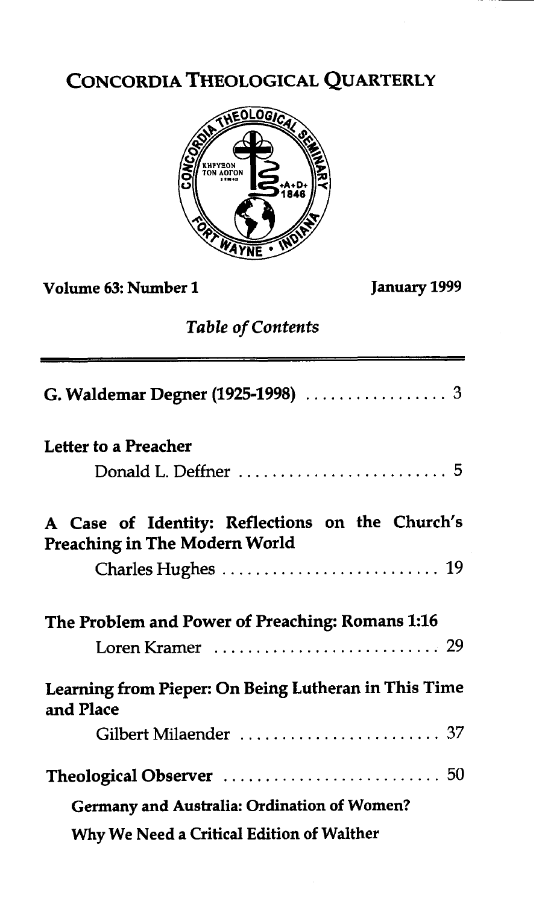# CONCORDIA THEOLOGICAL QUARTERLY

**Volume 63: Number 1** **January 1999**

*Table of Contents*

**G. Waldemar Degner (1925-1998)** ................ 3

**Letter to a Preacher**

Donald L. Deffner ........................ 5

**A Case of Identity: Reflections on the Church's Preaching in The Modern World**

Charles Hughes ......................... 19

**The Problem and Power of Preaching: Romans 1:16**

Loren Kramer ......................... 29

**Learning from Pieper: On Being Lutheran in This Time and Place**

Gilbert Milaender ....................... 37

**Theological Observer** ......................... 50

**Germany and Australia: Ordination of Women?**

**Why We Need a Critical Edition of Walther**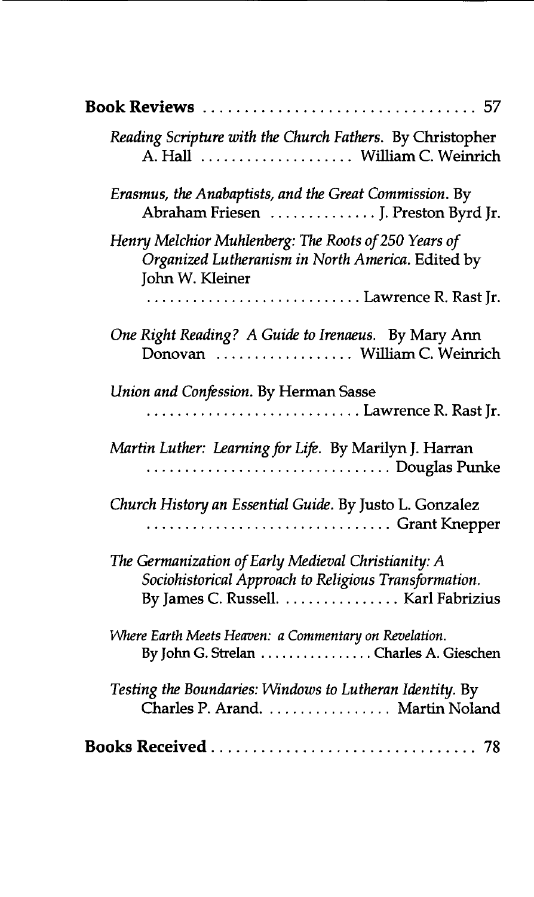**Book Reviews** ................................ 57

*Reading Scripture with the Church Fathers*. By Christopher A. Hall .................... William C. Weinrich

*Erasmus, the Anabaptists, and the Great Commission*. By Abraham Friesen .............. J. Preston Byrd Jr.

*Henry Melchior Muhlenberg: The Roots of 250 Years of Organized Lutheranism in North America*. Edited by John W. Kleiner ............................ Lawrence R. Rast Jr.

*One Right Reading? A Guide to Irenaeus*. By Mary Ann Donovan .................. William C. Weinrich

*Union and Confession*. By Herman Sasse ............................ Lawrence R. Rast Jr.

*Martin Luther: Learning for Life*. By Marilyn J. Harran ................................ Douglas Punke

*Church History an Essential Guide*. By Justo L. Gonzalez ................................ Grant Knepper

*The Germanization of Early Medieval Christianity: A Sociohistorical Approach to Religious Transformation*. By James C. Russell. ............... Karl Fabrizius

*Where Earth Meets Heaven: a Commentary on Revelation*. By John G. Strelan ................ Charles A. Gieschen

*Testing the Boundaries: Windows to Lutheran Identity*. By Charles P. Arand. ................ Martin Noland

**Books Received** ................................ 78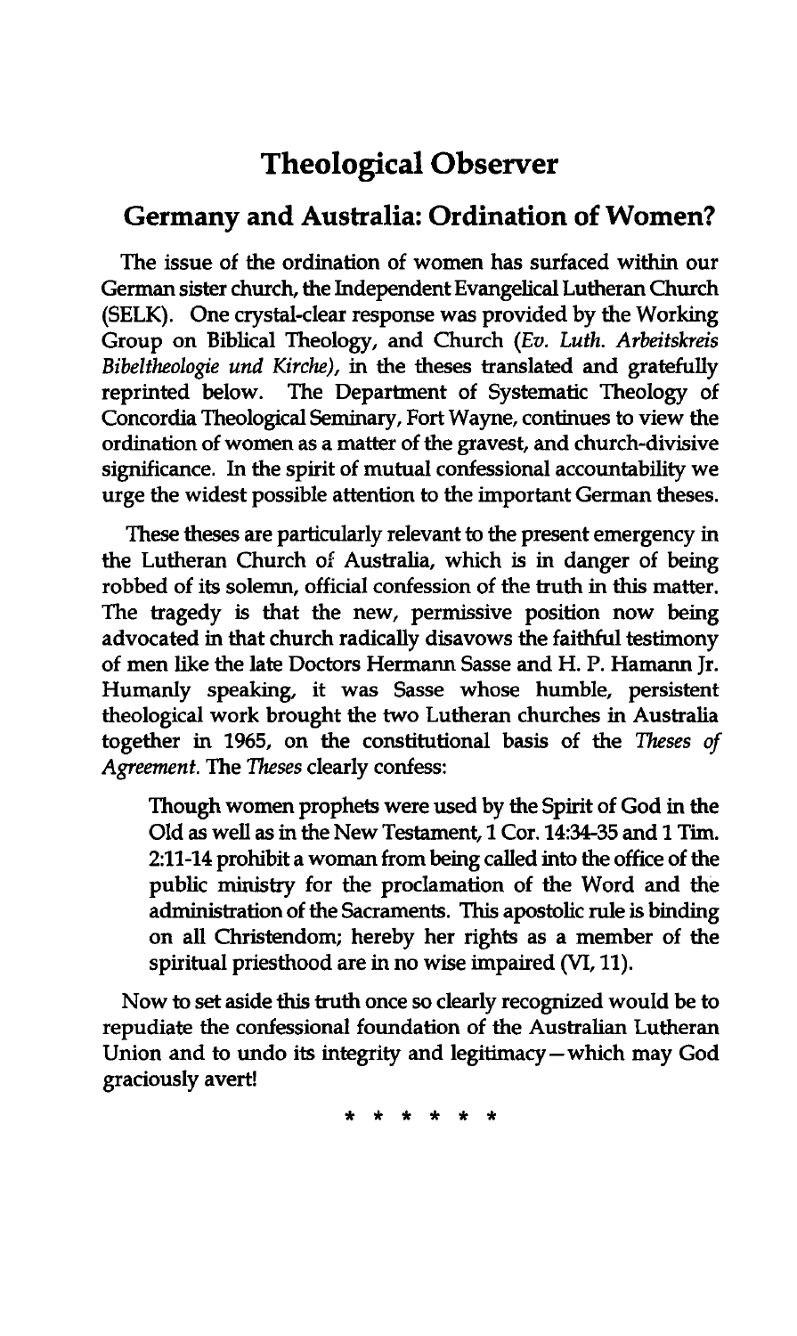# Theological Observer

## Germany and Australia: Ordination of Women?

The issue of the ordination of women has surfaced within our German sister church, the Independent Evangelical Lutheran Church (SELK). One crystal-clear response was provided by the Working Group on Biblical Theology, and Church (*Ev. Luth. Arbeitskreis Bibeltheologie und Kirche*), in the theses translated and gratefully reprinted below. The Department of Systematic Theology of Concordia Theological Seminary, Fort Wayne, continues to view the ordination of women as a matter of the gravest, and church-divisive significance. In the spirit of mutual confessional accountability we urge the widest possible attention to the important German theses.

These theses are particularly relevant to the present emergency in the Lutheran Church of Australia, which is in danger of being robbed of its solemn, official confession of the truth in this matter. The tragedy is that the new, permissive position now being advocated in that church radically disavows the faithful testimony of men like the late Doctors Hermann Sasse and H. P. Hamann Jr. Humanly speaking, it was Sasse whose humble, persistent theological work brought the two Lutheran churches in Australia together in 1965, on the constitutional basis of the *Theses of Agreement*. The *Theses* clearly confess:

> Though women prophets were used by the Spirit of God in the Old as well as in the New Testament, 1 Cor. 14:34-35 and 1 Tim. 2:11-14 prohibit a woman from being called into the office of the public ministry for the proclamation of the Word and the administration of the Sacraments. This apostolic rule is binding on all Christendom; hereby her rights as a member of the spiritual priesthood are in no wise impaired (VI, 11).

Now to set aside this truth once so clearly recognized would be to repudiate the confessional foundation of the Australian Lutheran Union and to undo its integrity and legitimacy—which may God graciously avert!

\* \* \* \* \* \*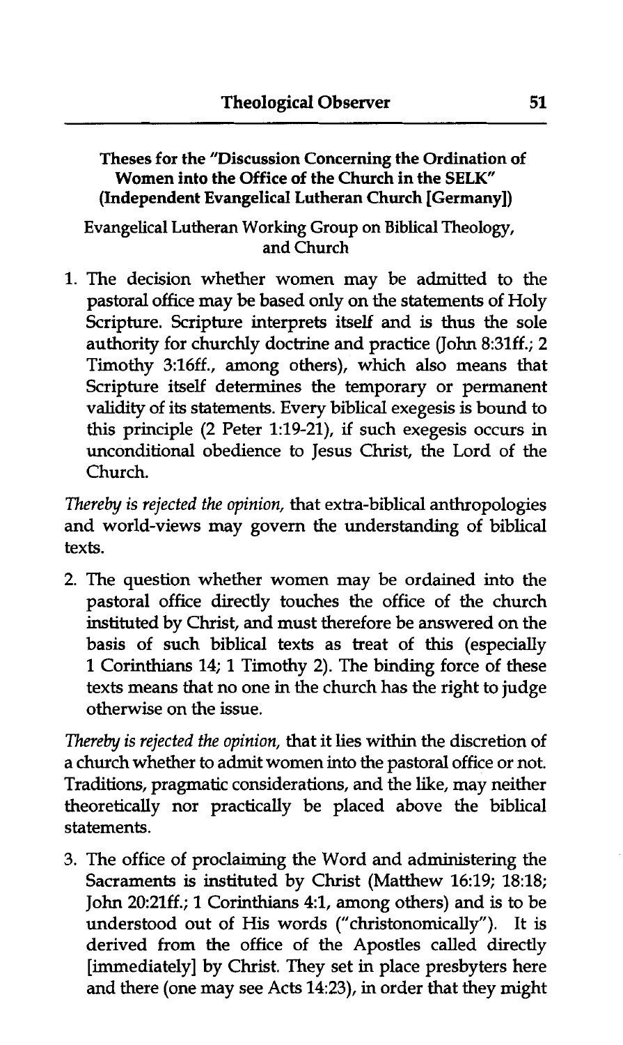**Theses for the "Discussion Concerning the Ordination of Women into the Office of the Church in the SELK" (Independent Evangelical Lutheran Church [Germany])**

Evangelical Lutheran Working Group on Biblical Theology, and Church

1. The decision whether women may be admitted to the pastoral office may be based only on the statements of Holy Scripture. Scripture interprets itself and is thus the sole authority for churchly doctrine and practice (John 8:31ff.; 2 Timothy 3:16ff., among others), which also means that Scripture itself determines the temporary or permanent validity of its statements. Every biblical exegesis is bound to this principle (2 Peter 1:19-21), if such exegesis occurs in unconditional obedience to Jesus Christ, the Lord of the Church.

*Thereby is rejected the opinion,* that extra-biblical anthropologies and world-views may govern the understanding of biblical texts.

2. The question whether women may be ordained into the pastoral office directly touches the office of the church instituted by Christ, and must therefore be answered on the basis of such biblical texts as treat of this (especially 1 Corinthians 14; 1 Timothy 2). The binding force of these texts means that no one in the church has the right to judge otherwise on the issue.

*Thereby is rejected the opinion,* that it lies within the discretion of a church whether to admit women into the pastoral office or not. Traditions, pragmatic considerations, and the like, may neither theoretically nor practically be placed above the biblical statements.

3. The office of proclaiming the Word and administering the Sacraments is instituted by Christ (Matthew 16:19; 18:18; John 20:21ff.; 1 Corinthians 4:1, among others) and is to be understood out of His words ("christonomically"). It is derived from the office of the Apostles called directly [immediately] by Christ. They set in place presbyters here and there (one may see Acts 14:23), in order that they might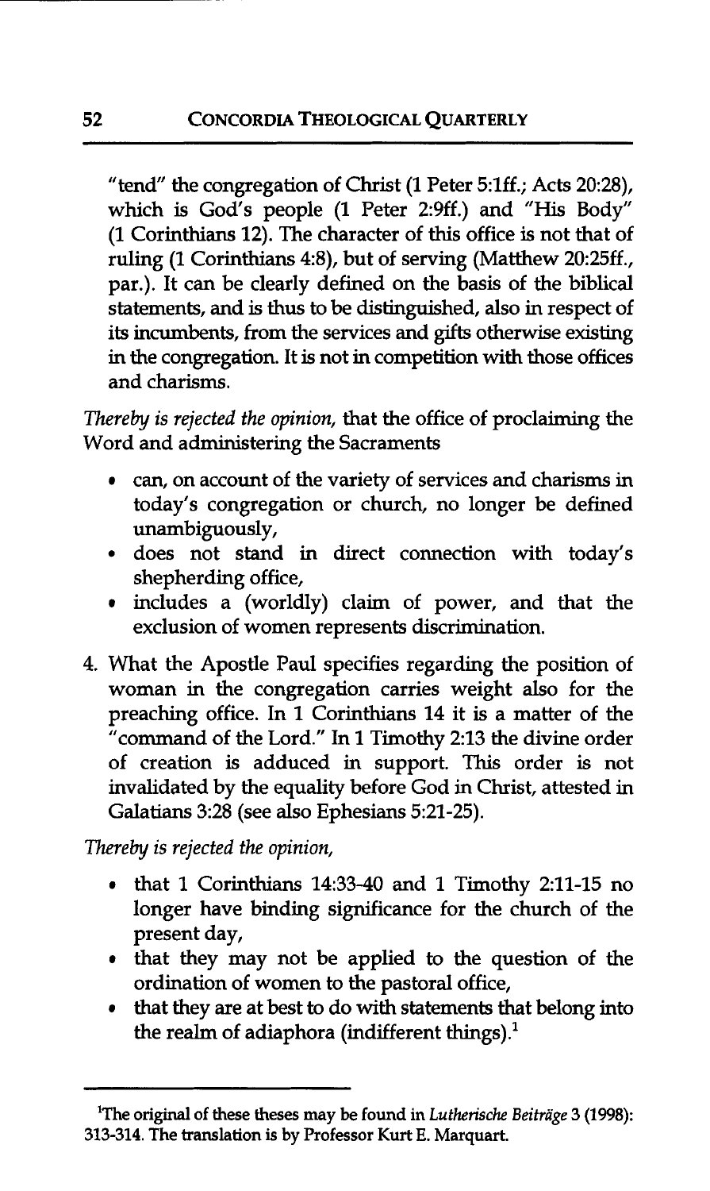"tend" the congregation of Christ (1 Peter 5:1ff.; Acts 20:28), which is God's people (1 Peter 2:9ff.) and "His Body" (1 Corinthians 12). The character of this office is not that of ruling (1 Corinthians 4:8), but of serving (Matthew 20:25ff., par.). It can be clearly defined on the basis of the biblical statements, and is thus to be distinguished, also in respect of its incumbents, from the services and gifts otherwise existing in the congregation. It is not in competition with those offices and charisms.

*Thereby is rejected the opinion,* that the office of proclaiming the Word and administering the Sacraments

- can, on account of the variety of services and charisms in today's congregation or church, no longer be defined unambiguously,
- does not stand in direct connection with today's shepherding office,
- includes a (worldly) claim of power, and that the exclusion of women represents discrimination.

4. What the Apostle Paul specifies regarding the position of woman in the congregation carries weight also for the preaching office. In 1 Corinthians 14 it is a matter of the "command of the Lord." In 1 Timothy 2:13 the divine order of creation is adduced in support. This order is not invalidated by the equality before God in Christ, attested in Galatians 3:28 (see also Ephesians 5:21-25).

*Thereby is rejected the opinion,*

- that 1 Corinthians 14:33-40 and 1 Timothy 2:11-15 no longer have binding significance for the church of the present day,
- that they may not be applied to the question of the ordination of women to the pastoral office,
- that they are at best to do with statements that belong into the realm of adiaphora (indifferent things).[1]

---

[1]The original of these theses may be found in *Lutherische Beiträge* 3 (1998): 313-314. The translation is by Professor Kurt E. Marquart.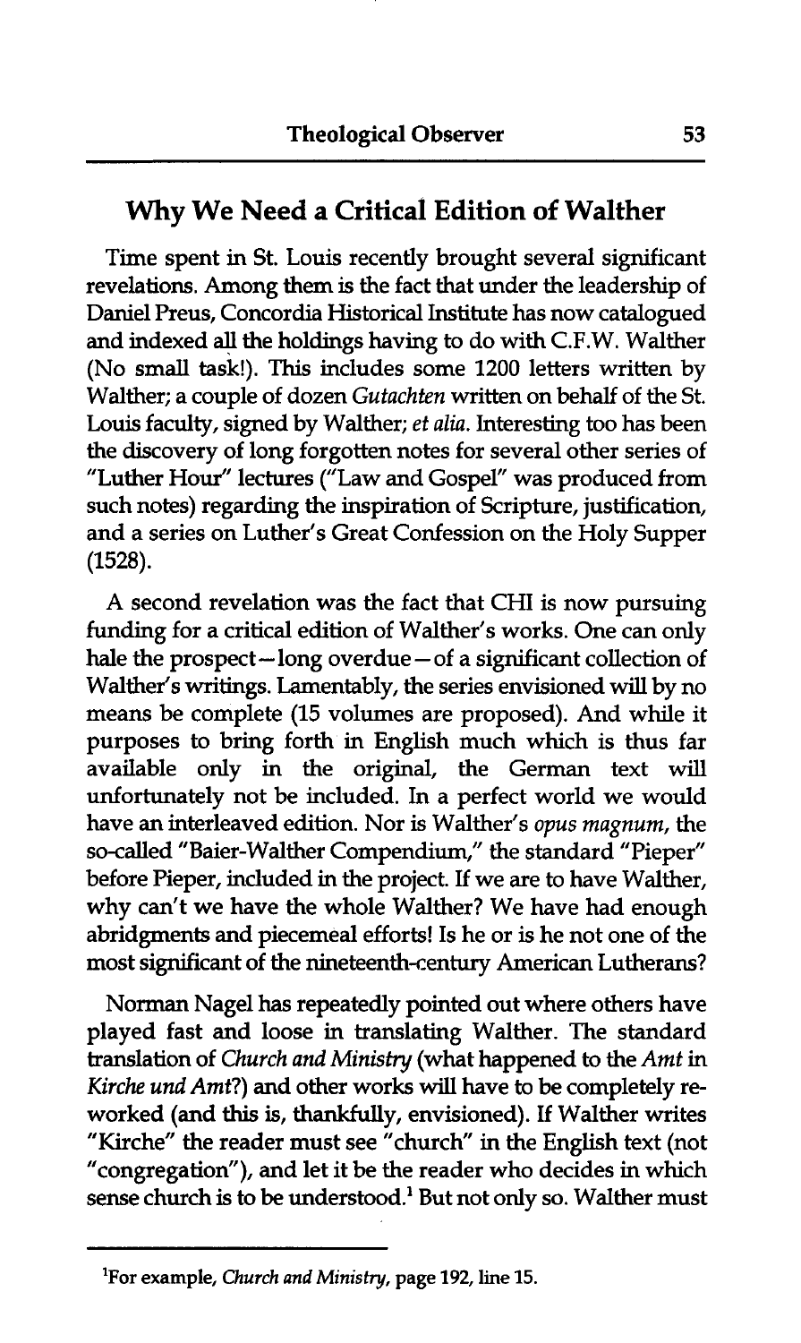## Why We Need a Critical Edition of Walther

Time spent in St. Louis recently brought several significant revelations. Among them is the fact that under the leadership of Daniel Preus, Concordia Historical Institute has now catalogued and indexed all the holdings having to do with C.F.W. Walther (No small task!). This includes some 1200 letters written by Walther; a couple of dozen *Gutachten* written on behalf of the St. Louis faculty, signed by Walther; *et alia*. Interesting too has been the discovery of long forgotten notes for several other series of "Luther Hour" lectures ("Law and Gospel" was produced from such notes) regarding the inspiration of Scripture, justification, and a series on Luther's Great Confession on the Holy Supper (1528).

A second revelation was the fact that CHI is now pursuing funding for a critical edition of Walther's works. One can only hale the prospect—long overdue—of a significant collection of Walther's writings. Lamentably, the series envisioned will by no means be complete (15 volumes are proposed). And while it purposes to bring forth in English much which is thus far available only in the original, the German text will unfortunately not be included. In a perfect world we would have an interleaved edition. Nor is Walther's *opus magnum*, the so-called "Baier-Walther Compendium," the standard "Pieper" before Pieper, included in the project. If we are to have Walther, why can't we have the whole Walther? We have had enough abridgments and piecemeal efforts! Is he or is he not one of the most significant of the nineteenth-century American Lutherans?

Norman Nagel has repeatedly pointed out where others have played fast and loose in translating Walther. The standard translation of *Church and Ministry* (what happened to the *Amt* in *Kirche und Amt*?) and other works will have to be completely re-worked (and this is, thankfully, envisioned). If Walther writes "Kirche" the reader must see "church" in the English text (not "congregation"), and let it be the reader who decides in which sense church is to be understood.[1] But not only so. Walther must

---

[1]For example, *Church and Ministry*, page 192, line 15.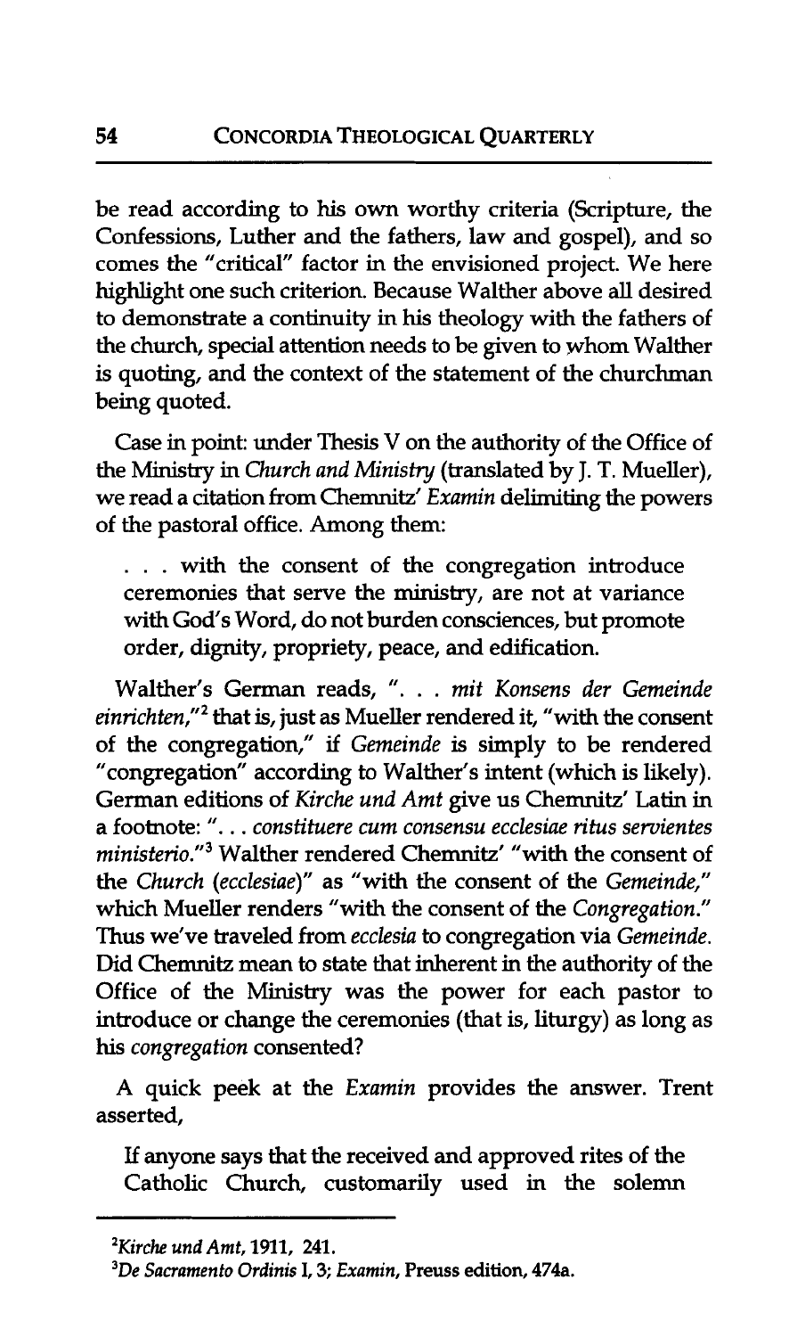be read according to his own worthy criteria (Scripture, the Confessions, Luther and the fathers, law and gospel), and so comes the "critical" factor in the envisioned project. We here highlight one such criterion. Because Walther above all desired to demonstrate a continuity in his theology with the fathers of the church, special attention needs to be given to whom Walther is quoting, and the context of the statement of the churchman being quoted.

Case in point: under Thesis V on the authority of the Office of the Ministry in *Church and Ministry* (translated by J. T. Mueller), we read a citation from Chemnitz' *Examin* delimiting the powers of the pastoral office. Among them:

> . . . with the consent of the congregation introduce ceremonies that serve the ministry, are not at variance with God's Word, do not burden consciences, but promote order, dignity, propriety, peace, and edification.

Walther's German reads, ". . . *mit Konsens der Gemeinde einrichten*,"[2] that is, just as Mueller rendered it, "with the consent of the congregation," if *Gemeinde* is simply to be rendered "congregation" according to Walther's intent (which is likely). German editions of *Kirche und Amt* give us Chemnitz' Latin in a footnote: ". . . *constituere cum consensu ecclesiae ritus servientes ministerio*."[3] Walther rendered Chemnitz' "with the consent of the *Church* (*ecclesiae*)" as "with the consent of the *Gemeinde*," which Mueller renders "with the consent of the *Congregation*." Thus we've traveled from *ecclesia* to congregation via *Gemeinde*. Did Chemnitz mean to state that inherent in the authority of the Office of the Ministry was the power for each pastor to introduce or change the ceremonies (that is, liturgy) as long as his *congregation* consented?

A quick peek at the *Examin* provides the answer. Trent asserted,

> If anyone says that the received and approved rites of the Catholic Church, customarily used in the solemn

---

[2] *Kirche und Amt*, 1911, 241.

[3] *De Sacramento Ordinis* I, 3; *Examin*, Preuss edition, 474a.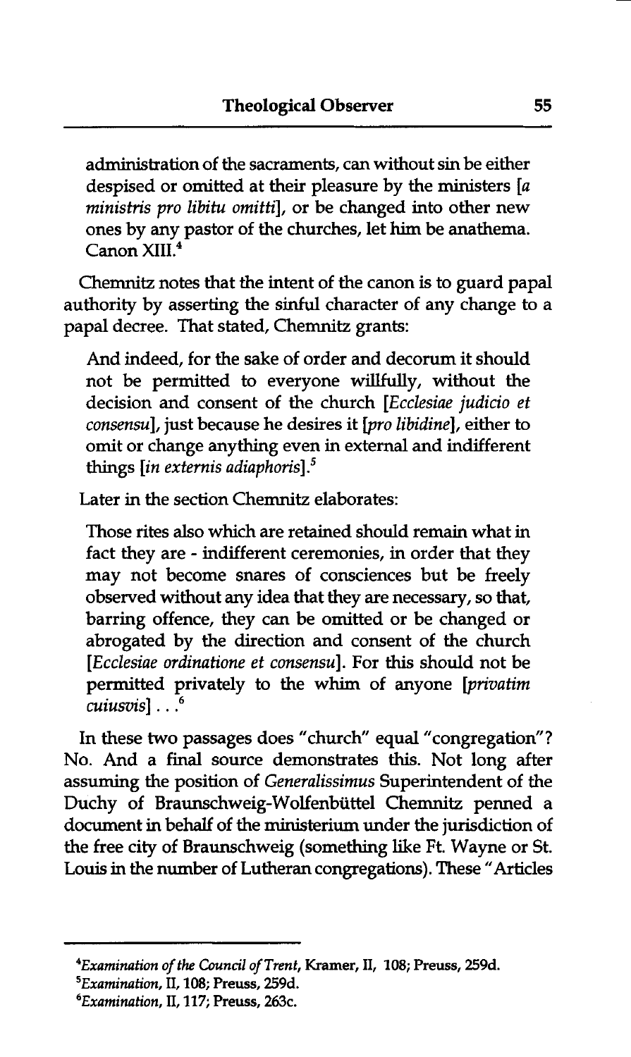administration of the sacraments, can without sin be either despised or omitted at their pleasure by the ministers [*a ministris pro libitu omitti*], or be changed into other new ones by any pastor of the churches, let him be anathema. Canon XIII.[4]

Chemnitz notes that the intent of the canon is to guard papal authority by asserting the sinful character of any change to a papal decree. That stated, Chemnitz grants:

> And indeed, for the sake of order and decorum it should not be permitted to everyone willfully, without the decision and consent of the church [*Ecclesiae judicio et consensu*], just because he desires it [*pro libidine*], either to omit or change anything even in external and indifferent things [*in externis adiaphoris*].[5]

Later in the section Chemnitz elaborates:

> Those rites also which are retained should remain what in fact they are - indifferent ceremonies, in order that they may not become snares of consciences but be freely observed without any idea that they are necessary, so that, barring offence, they can be omitted or be changed or abrogated by the direction and consent of the church [*Ecclesiae ordinatione et consensu*]. For this should not be permitted privately to the whim of anyone [*privatim cuiusvis*] . . .[6]

In these two passages does "church" equal "congregation"? No. And a final source demonstrates this. Not long after assuming the position of *Generalissimus* Superintendent of the Duchy of Braunschweig-Wolfenbüttel Chemnitz penned a document in behalf of the ministerium under the jurisdiction of the free city of Braunschweig (something like Ft. Wayne or St. Louis in the number of Lutheran congregations). These "Articles

---

[4] *Examination of the Council of Trent*, Kramer, II, 108; Preuss, 259d.

[5] *Examination*, II, 108; Preuss, 259d.

[6] *Examination*, II, 117; Preuss, 263c.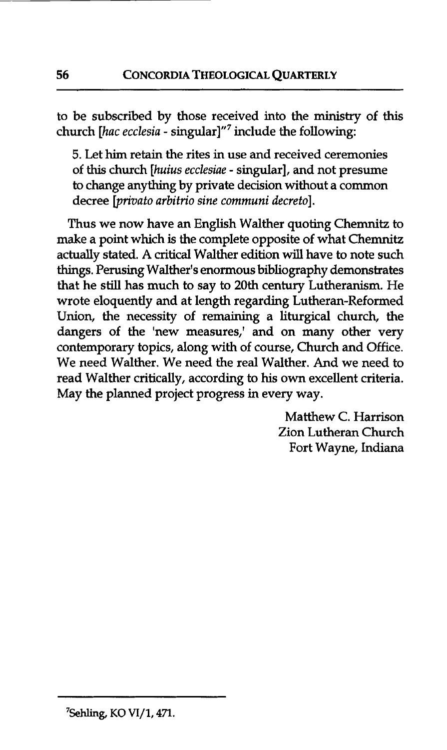to be subscribed by those received into the ministry of this church [*hac ecclesia* - singular]"[7] include the following:

> 5. Let him retain the rites in use and received ceremonies of this church [*huius ecclesiae* - singular], and not presume to change anything by private decision without a common decree [*privato arbitrio sine communi decreto*].

Thus we now have an English Walther quoting Chemnitz to make a point which is the complete opposite of what Chemnitz actually stated. A critical Walther edition will have to note such things. Perusing Walther's enormous bibliography demonstrates that he still has much to say to 20th century Lutheranism. He wrote eloquently and at length regarding Lutheran-Reformed Union, the necessity of remaining a liturgical church, the dangers of the 'new measures,' and on many other very contemporary topics, along with of course, Church and Office. We need Walther. We need the real Walther. And we need to read Walther critically, according to his own excellent criteria. May the planned project progress in every way.

Matthew C. Harrison
Zion Lutheran Church
Fort Wayne, Indiana

---

[7]Sehling, KO VI/1, 471.